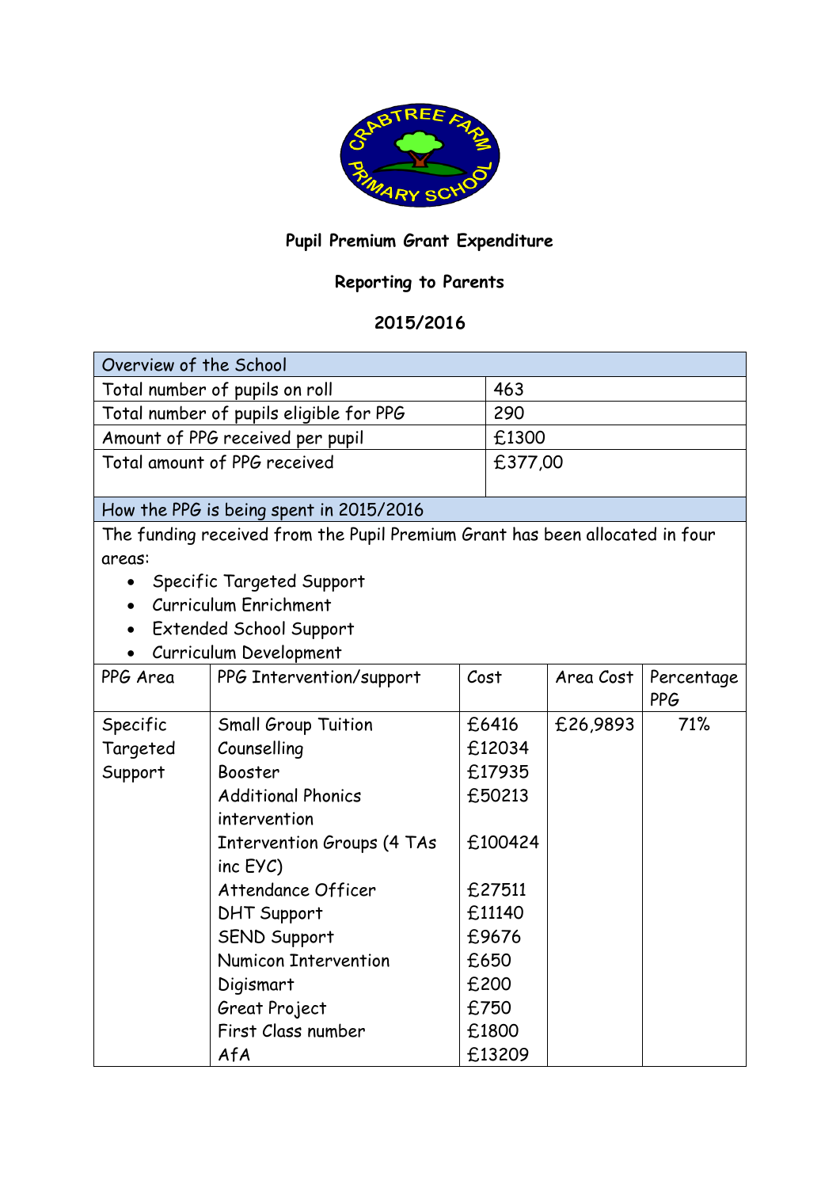## Pupil Premium Grant Expenditure

## Reporting to Parents

## 2015/2016

| Overview of the School | |
|---|---|
| Total number of pupils on roll | 463 |
| Total number of pupils eligible for PPG | 290 |
| Amount of PPG received per pupil | £1300 |
| Total amount of PPG received | £377,00 |

**How the PPG is being spent in 2015/2016**

The funding received from the Pupil Premium Grant has been allocated in four areas:

- Specific Targeted Support
- Curriculum Enrichment
- Extended School Support
- Curriculum Development

| PPG Area | PPG Intervention/support | Cost | Area Cost | Percentage PPG |
|---|---|---|---|---|
| Specific Targeted Support | Small Group Tuition | £6416 | £26,9893 | 71% |
| | Counselling | £12034 | | |
| | Booster | £17935 | | |
| | Additional Phonics intervention | £50213 | | |
| | Intervention Groups (4 TAs inc EYC) | £100424 | | |
| | Attendance Officer | £27511 | | |
| | DHT Support | £11140 | | |
| | SEND Support | £9676 | | |
| | Numicon Intervention | £650 | | |
| | Digismart | £200 | | |
| | Great Project | £750 | | |
| | First Class number | £1800 | | |
| | AfA | £13209 | | |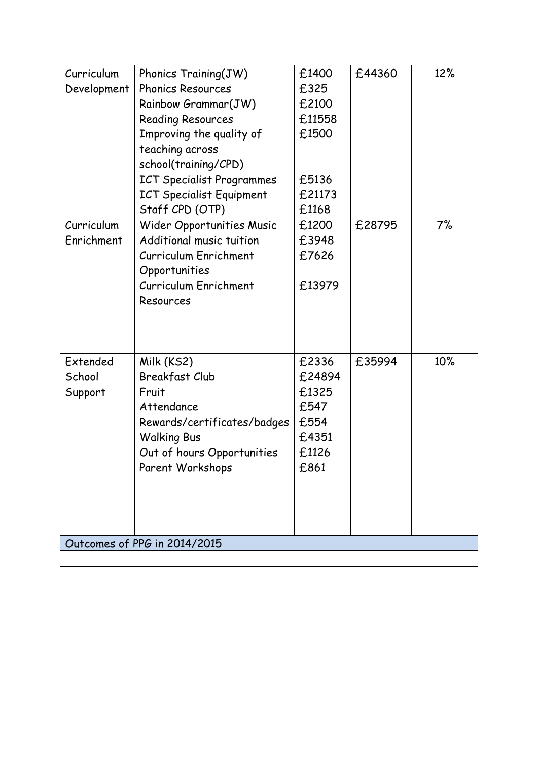| | | | | |
|---|---|---|---|---|
| Curriculum Development | Phonics Training(JW)<br>Phonics Resources<br>Rainbow Grammar(JW)<br>Reading Resources<br>Improving the quality of teaching across school(training/CPD)<br>ICT Specialist Programmes<br>ICT Specialist Equipment<br>Staff CPD (OTP) | £1400<br>£325<br>£2100<br>£11558<br>£1500<br><br>£5136<br>£21173<br>£1168 | £44360 | 12% |
| Curriculum Enrichment | Wider Opportunities Music<br>Additional music tuition<br>Curriculum Enrichment Opportunities<br>Curriculum Enrichment Resources | £1200<br>£3948<br>£7626<br><br>£13979 | £28795 | 7% |
| Extended School Support | Milk (KS2)<br>Breakfast Club<br>Fruit<br>Attendance<br>Rewards/certificates/badges<br>Walking Bus<br>Out of hours Opportunities<br>Parent Workshops | £2336<br>£24894<br>£1325<br>£547<br>£554<br>£4351<br>£1126<br>£861 | £35994 | 10% |
| Outcomes of PPG in 2014/2015 | | | | |
| | | | | |